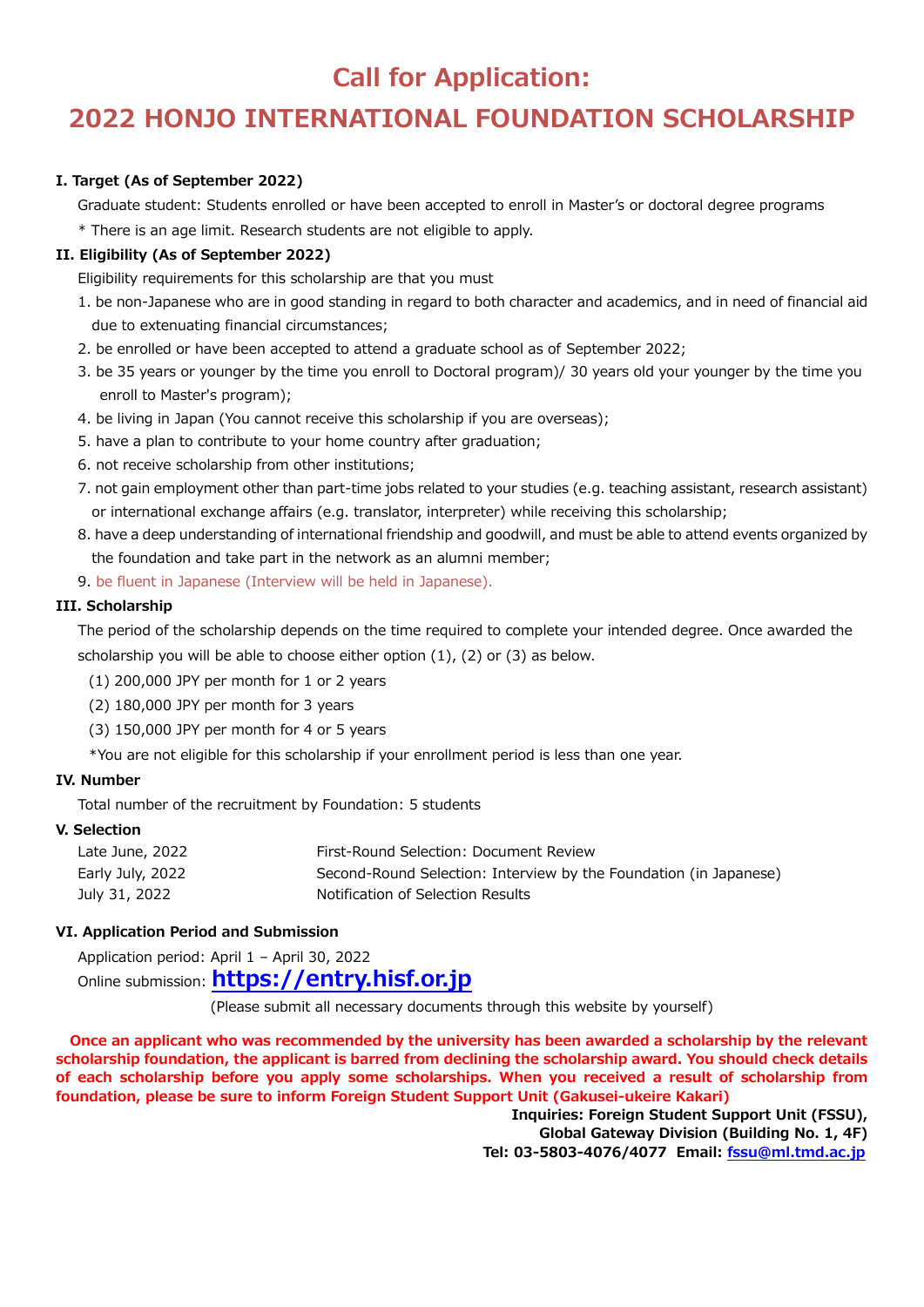# Call for Application:

# 2022 HONJO INTERNATIONAL FOUNDATION SCHOLARSHIP

**I. Target (As of September 2022)**

Graduate student: Students enrolled or have been accepted to enroll in Master's or doctoral degree programs

\* There is an age limit. Research students are not eligible to apply.

**II. Eligibility (As of September 2022)**

Eligibility requirements for this scholarship are that you must

1. be non-Japanese who are in good standing in regard to both character and academics, and in need of financial aid due to extenuating financial circumstances;
2. be enrolled or have been accepted to attend a graduate school as of September 2022;
3. be 35 years or younger by the time you enroll to Doctoral program)/ 30 years old your younger by the time you enroll to Master's program);
4. be living in Japan (You cannot receive this scholarship if you are overseas);
5. have a plan to contribute to your home country after graduation;
6. not receive scholarship from other institutions;
7. not gain employment other than part-time jobs related to your studies (e.g. teaching assistant, research assistant) or international exchange affairs (e.g. translator, interpreter) while receiving this scholarship;
8. have a deep understanding of international friendship and goodwill, and must be able to attend events organized by the foundation and take part in the network as an alumni member;
9. be fluent in Japanese (Interview will be held in Japanese).

**III. Scholarship**

The period of the scholarship depends on the time required to complete your intended degree. Once awarded the scholarship you will be able to choose either option (1), (2) or (3) as below.

(1) 200,000 JPY per month for 1 or 2 years

(2) 180,000 JPY per month for 3 years

(3) 150,000 JPY per month for 4 or 5 years

\*You are not eligible for this scholarship if your enrollment period is less than one year.

**IV. Number**

Total number of the recruitment by Foundation: 5 students

**V. Selection**

| | |
|---|---|
| Late June, 2022 | First-Round Selection: Document Review |
| Early July, 2022 | Second-Round Selection: Interview by the Foundation (in Japanese) |
| July 31, 2022 | Notification of Selection Results |

**VI. Application Period and Submission**

Application period: April 1 – April 30, 2022

Online submission: **https://entry.hisf.or.jp**

(Please submit all necessary documents through this website by yourself)

**Once an applicant who was recommended by the university has been awarded a scholarship by the relevant scholarship foundation, the applicant is barred from declining the scholarship award. You should check details of each scholarship before you apply some scholarships. When you received a result of scholarship from foundation, please be sure to inform Foreign Student Support Unit (Gakusei-ukeire Kakari)**

**Inquiries: Foreign Student Support Unit (FSSU),**
**Global Gateway Division (Building No. 1, 4F)**
**Tel: 03-5803-4076/4077 Email: fssu@ml.tmd.ac.jp**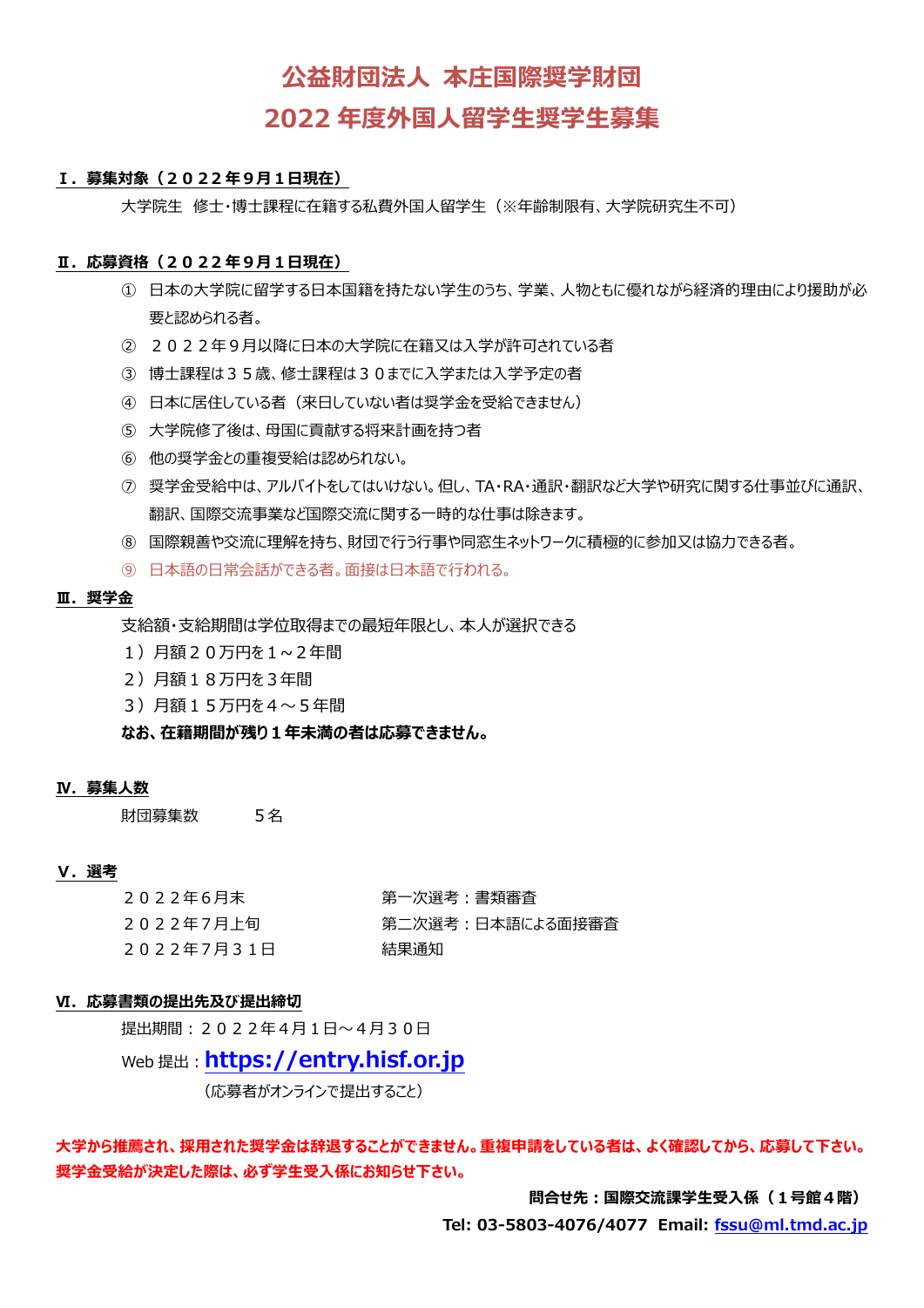# 公益財団法人 本庄国際奨学財団
# 2022 年度外国人留学生奨学生募集

## Ⅰ．募集対象（２０２２年９月１日現在）

大学院生 修士･博士課程に在籍する私費外国人留学生（※年齢制限有、大学院研究生不可）

## Ⅱ．応募資格（２０２２年９月１日現在）

① 日本の大学院に留学する日本国籍を持たない学生のうち、学業、人物ともに優れながら経済的理由により援助が必要と認められる者。

② ２０２２年９月以降に日本の大学院に在籍又は入学が許可されている者

③ 博士課程は３５歳、修士課程は３０までに入学または入学予定の者

④ 日本に居住している者（来日していない者は奨学金を受給できません）

⑤ 大学院修了後は、母国に貢献する将来計画を持つ者

⑥ 他の奨学金との重複受給は認められない。

⑦ 奨学金受給中は、アルバイトをしてはいけない。但し、TA･RA･通訳･翻訳など大学や研究に関する仕事並びに通訳、翻訳、国際交流事業など国際交流に関する一時的な仕事は除きます。

⑧ 国際親善や交流に理解を持ち、財団で行う行事や同窓生ネットワークに積極的に参加又は協力できる者。

⑨ 日本語の日常会話ができる者。面接は日本語で行われる。

## Ⅲ．奨学金

支給額･支給期間は学位取得までの最短年限とし、本人が選択できる

１）月額２０万円を１～２年間

２）月額１８万円を３年間

３）月額１５万円を４～５年間

**なお、在籍期間が残り１年未満の者は応募できません。**

## Ⅳ．募集人数

財団募集数　　５名

## Ⅴ．選考

| | |
|---|---|
| ２０２２年６月末 | 第一次選考：書類審査 |
| ２０２２年７月上旬 | 第二次選考：日本語による面接審査 |
| ２０２２年７月３１日 | 結果通知 |

## Ⅵ．応募書類の提出先及び提出締切

提出期間：２０２２年４月１日～４月３０日

Web 提出：**https://entry.hisf.or.jp**

（応募者がオンラインで提出すること）

**大学から推薦され、採用された奨学金は辞退することができません。重複申請をしている者は、よく確認してから、応募して下さい。奨学金受給が決定した際は、必ず学生受入係にお知らせ下さい。**

**問合せ先：国際交流課学生受入係（１号館４階）**

**Tel: 03-5803-4076/4077 Email: fssu@ml.tmd.ac.jp**